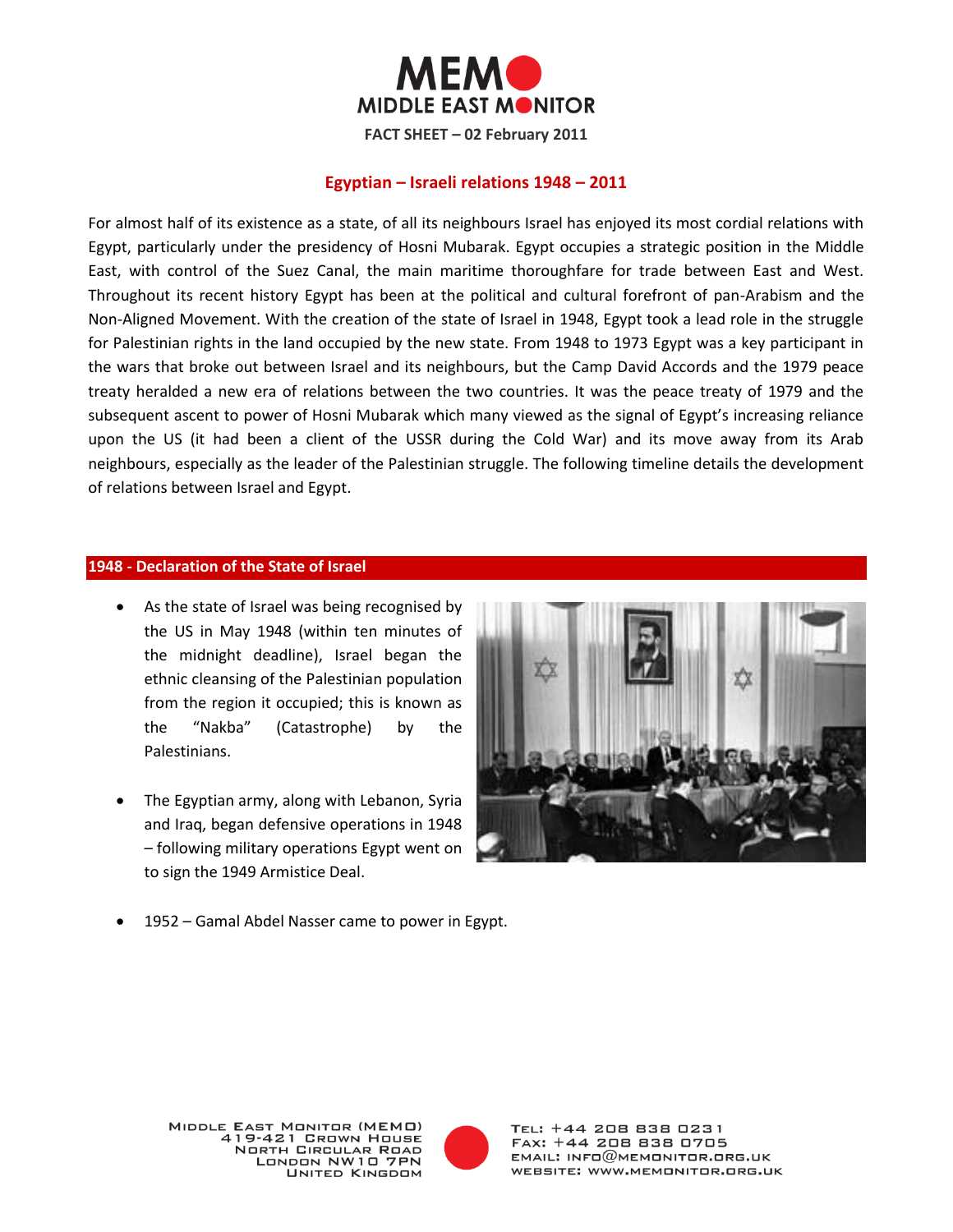# MEMO MIDDLE EAST MONITOR

**FACT SHEET – 02 February 2011**

## Egyptian – Israeli relations 1948 – 2011

For almost half of its existence as a state, of all its neighbours Israel has enjoyed its most cordial relations with Egypt, particularly under the presidency of Hosni Mubarak. Egypt occupies a strategic position in the Middle East, with control of the Suez Canal, the main maritime thoroughfare for trade between East and West. Throughout its recent history Egypt has been at the political and cultural forefront of pan-Arabism and the Non-Aligned Movement. With the creation of the state of Israel in 1948, Egypt took a lead role in the struggle for Palestinian rights in the land occupied by the new state. From 1948 to 1973 Egypt was a key participant in the wars that broke out between Israel and its neighbours, but the Camp David Accords and the 1979 peace treaty heralded a new era of relations between the two countries. It was the peace treaty of 1979 and the subsequent ascent to power of Hosni Mubarak which many viewed as the signal of Egypt's increasing reliance upon the US (it had been a client of the USSR during the Cold War) and its move away from its Arab neighbours, especially as the leader of the Palestinian struggle. The following timeline details the development of relations between Israel and Egypt.

### 1948 - Declaration of the State of Israel

- As the state of Israel was being recognised by the US in May 1948 (within ten minutes of the midnight deadline), Israel began the ethnic cleansing of the Palestinian population from the region it occupied; this is known as the "Nakba" (Catastrophe) by the Palestinians.
- The Egyptian army, along with Lebanon, Syria and Iraq, began defensive operations in 1948 – following military operations Egypt went on to sign the 1949 Armistice Deal.
- 1952 – Gamal Abdel Nasser came to power in Egypt.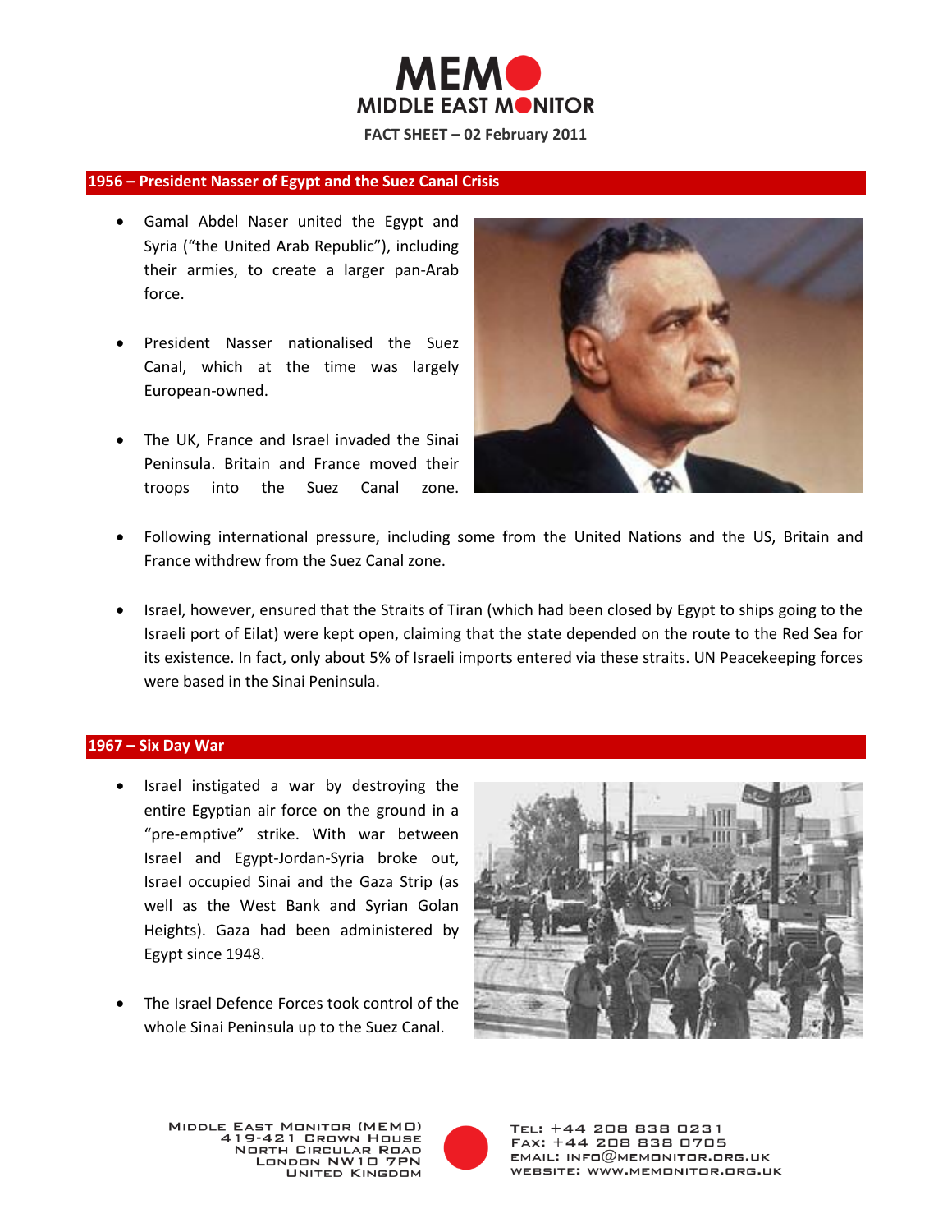## 1956 – President Nasser of Egypt and the Suez Canal Crisis

- Gamal Abdel Naser united the Egypt and Syria ("the United Arab Republic"), including their armies, to create a larger pan-Arab force.
- President Nasser nationalised the Suez Canal, which at the time was largely European-owned.
- The UK, France and Israel invaded the Sinai Peninsula. Britain and France moved their troops into the Suez Canal zone.
- Following international pressure, including some from the United Nations and the US, Britain and France withdrew from the Suez Canal zone.
- Israel, however, ensured that the Straits of Tiran (which had been closed by Egypt to ships going to the Israeli port of Eilat) were kept open, claiming that the state depended on the route to the Red Sea for its existence. In fact, only about 5% of Israeli imports entered via these straits. UN Peacekeeping forces were based in the Sinai Peninsula.

## 1967 – Six Day War

- Israel instigated a war by destroying the entire Egyptian air force on the ground in a "pre-emptive" strike. With war between Israel and Egypt-Jordan-Syria broke out, Israel occupied Sinai and the Gaza Strip (as well as the West Bank and Syrian Golan Heights). Gaza had been administered by Egypt since 1948.
- The Israel Defence Forces took control of the whole Sinai Peninsula up to the Suez Canal.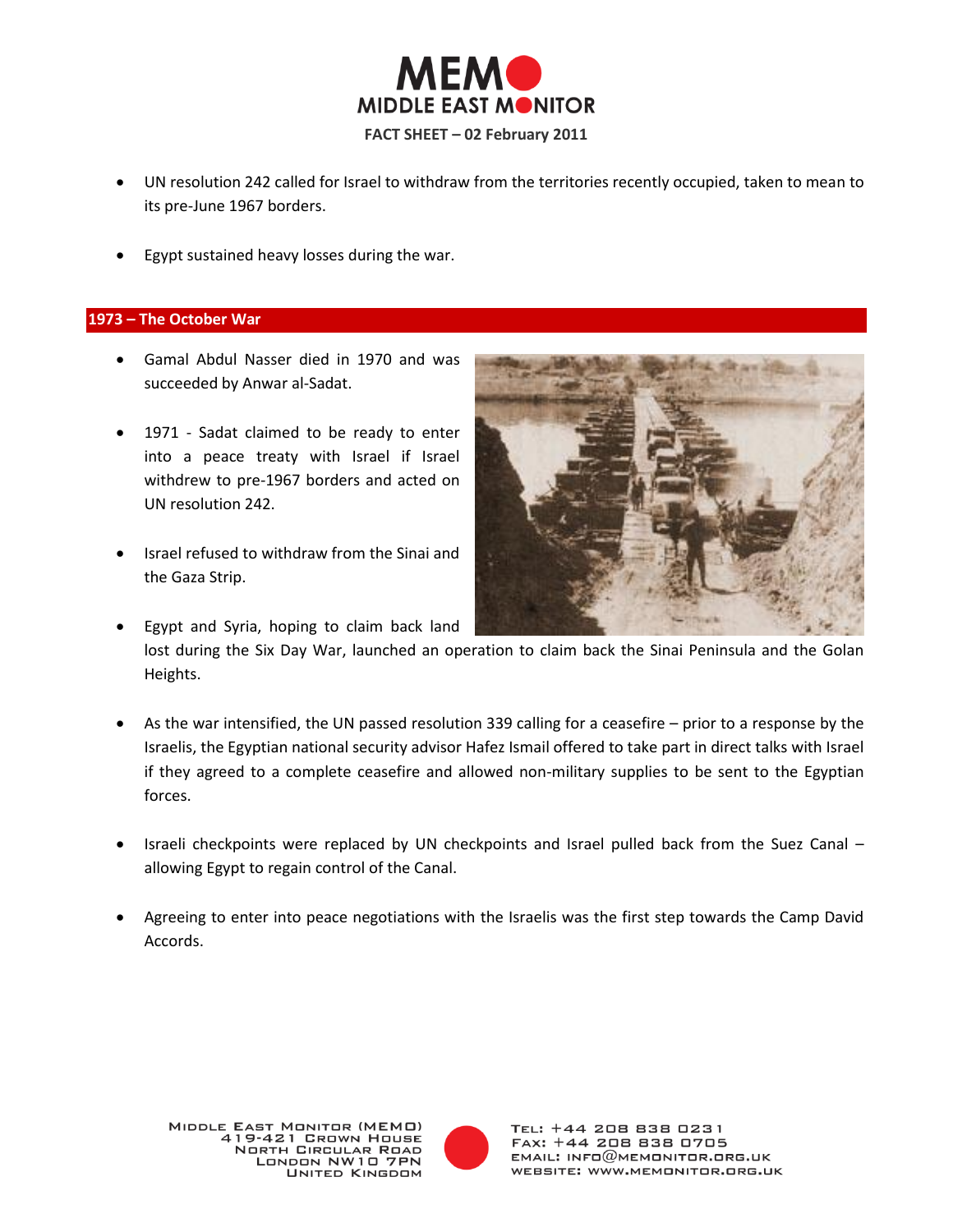- UN resolution 242 called for Israel to withdraw from the territories recently occupied, taken to mean to its pre-June 1967 borders.

- Egypt sustained heavy losses during the war.

## 1973 – The October War

- Gamal Abdul Nasser died in 1970 and was succeeded by Anwar al-Sadat.

- 1971 - Sadat claimed to be ready to enter into a peace treaty with Israel if Israel withdrew to pre-1967 borders and acted on UN resolution 242.

- Israel refused to withdraw from the Sinai and the Gaza Strip.

- Egypt and Syria, hoping to claim back land lost during the Six Day War, launched an operation to claim back the Sinai Peninsula and the Golan Heights.

- As the war intensified, the UN passed resolution 339 calling for a ceasefire – prior to a response by the Israelis, the Egyptian national security advisor Hafez Ismail offered to take part in direct talks with Israel if they agreed to a complete ceasefire and allowed non-military supplies to be sent to the Egyptian forces.

- Israeli checkpoints were replaced by UN checkpoints and Israel pulled back from the Suez Canal – allowing Egypt to regain control of the Canal.

- Agreeing to enter into peace negotiations with the Israelis was the first step towards the Camp David Accords.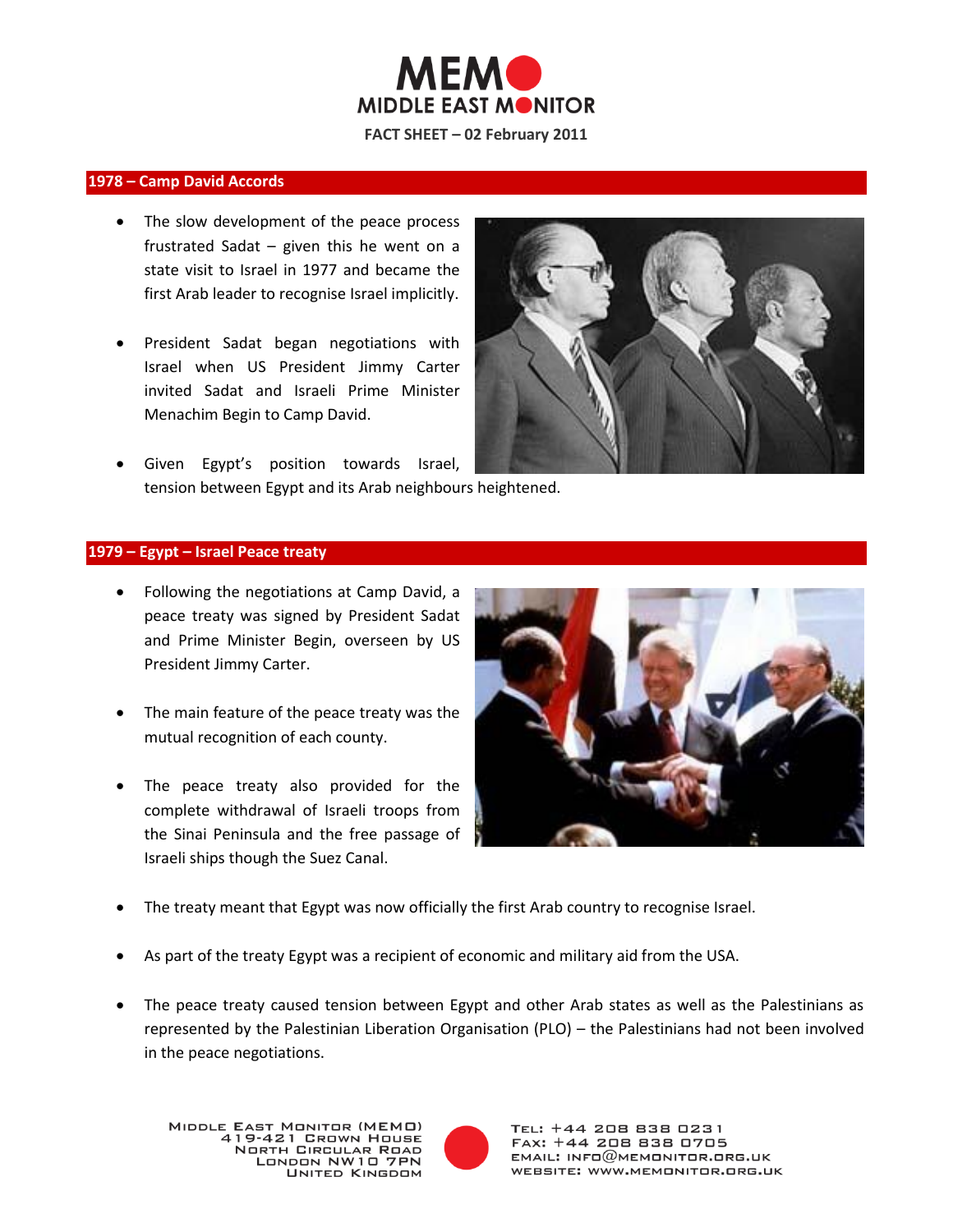MEMO
MIDDLE EAST MONITOR

FACT SHEET – 02 February 2011

## 1978 – Camp David Accords

- The slow development of the peace process frustrated Sadat – given this he went on a state visit to Israel in 1977 and became the first Arab leader to recognise Israel implicitly.
- President Sadat began negotiations with Israel when US President Jimmy Carter invited Sadat and Israeli Prime Minister Menachim Begin to Camp David.
- Given Egypt's position towards Israel, tension between Egypt and its Arab neighbours heightened.

## 1979 – Egypt – Israel Peace treaty

- Following the negotiations at Camp David, a peace treaty was signed by President Sadat and Prime Minister Begin, overseen by US President Jimmy Carter.
- The main feature of the peace treaty was the mutual recognition of each county.
- The peace treaty also provided for the complete withdrawal of Israeli troops from the Sinai Peninsula and the free passage of Israeli ships though the Suez Canal.
- The treaty meant that Egypt was now officially the first Arab country to recognise Israel.
- As part of the treaty Egypt was a recipient of economic and military aid from the USA.
- The peace treaty caused tension between Egypt and other Arab states as well as the Palestinians as represented by the Palestinian Liberation Organisation (PLO) – the Palestinians had not been involved in the peace negotiations.

MIDDLE EAST MONITOR (MEMO)
419-421 CROWN HOUSE
NORTH CIRCULAR ROAD
LONDON NW10 7PN
UNITED KINGDOM

TEL: +44 208 838 0231
FAX: +44 208 838 0705
EMAIL: INFO@MEMONITOR.ORG.UK
WEBSITE: WWW.MEMONITOR.ORG.UK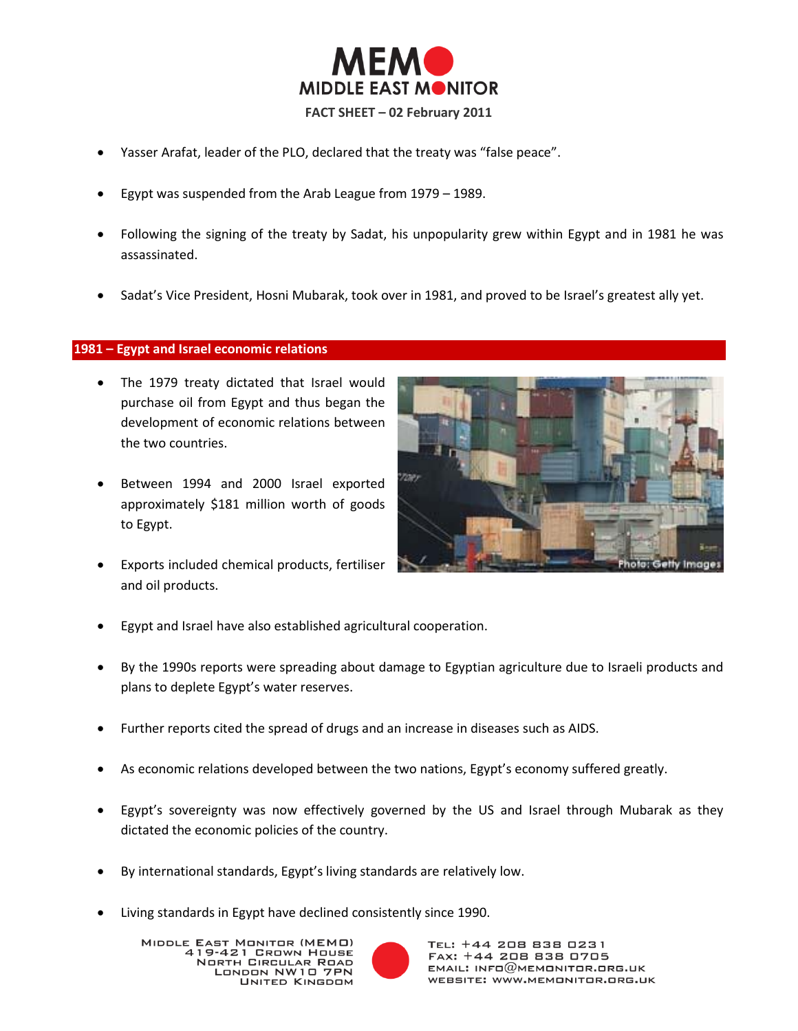- Yasser Arafat, leader of the PLO, declared that the treaty was "false peace".
- Egypt was suspended from the Arab League from 1979 – 1989.
- Following the signing of the treaty by Sadat, his unpopularity grew within Egypt and in 1981 he was assassinated.
- Sadat's Vice President, Hosni Mubarak, took over in 1981, and proved to be Israel's greatest ally yet.

## 1981 – Egypt and Israel economic relations

- The 1979 treaty dictated that Israel would purchase oil from Egypt and thus began the development of economic relations between the two countries.
- Between 1994 and 2000 Israel exported approximately $181 million worth of goods to Egypt.
- Exports included chemical products, fertiliser and oil products.
- Egypt and Israel have also established agricultural cooperation.
- By the 1990s reports were spreading about damage to Egyptian agriculture due to Israeli products and plans to deplete Egypt's water reserves.
- Further reports cited the spread of drugs and an increase in diseases such as AIDS.
- As economic relations developed between the two nations, Egypt's economy suffered greatly.
- Egypt's sovereignty was now effectively governed by the US and Israel through Mubarak as they dictated the economic policies of the country.
- By international standards, Egypt's living standards are relatively low.
- Living standards in Egypt have declined consistently since 1990.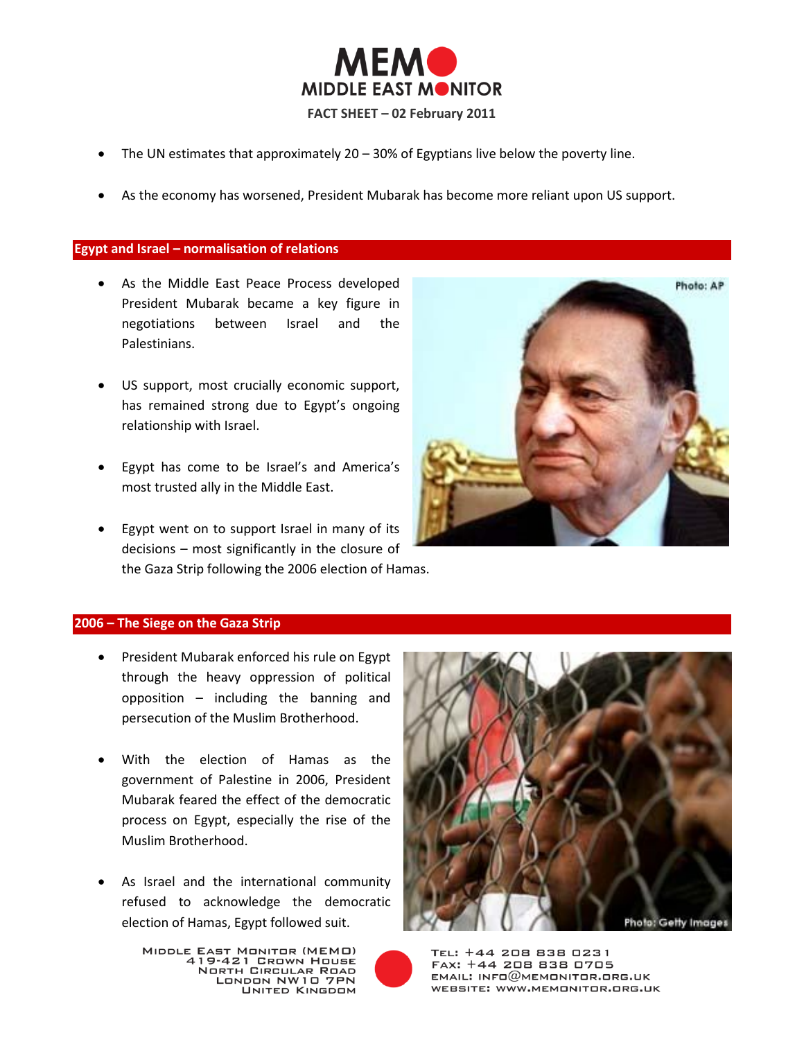- The UN estimates that approximately 20 – 30% of Egyptians live below the poverty line.
- As the economy has worsened, President Mubarak has become more reliant upon US support.

## Egypt and Israel – normalisation of relations

- As the Middle East Peace Process developed President Mubarak became a key figure in negotiations between Israel and the Palestinians.
- US support, most crucially economic support, has remained strong due to Egypt's ongoing relationship with Israel.
- Egypt has come to be Israel's and America's most trusted ally in the Middle East.
- Egypt went on to support Israel in many of its decisions – most significantly in the closure of the Gaza Strip following the 2006 election of Hamas.

Photo: AP

## 2006 – The Siege on the Gaza Strip

- President Mubarak enforced his rule on Egypt through the heavy oppression of political opposition – including the banning and persecution of the Muslim Brotherhood.
- With the election of Hamas as the government of Palestine in 2006, President Mubarak feared the effect of the democratic process on Egypt, especially the rise of the Muslim Brotherhood.
- As Israel and the international community refused to acknowledge the democratic election of Hamas, Egypt followed suit.

Photo: Getty Images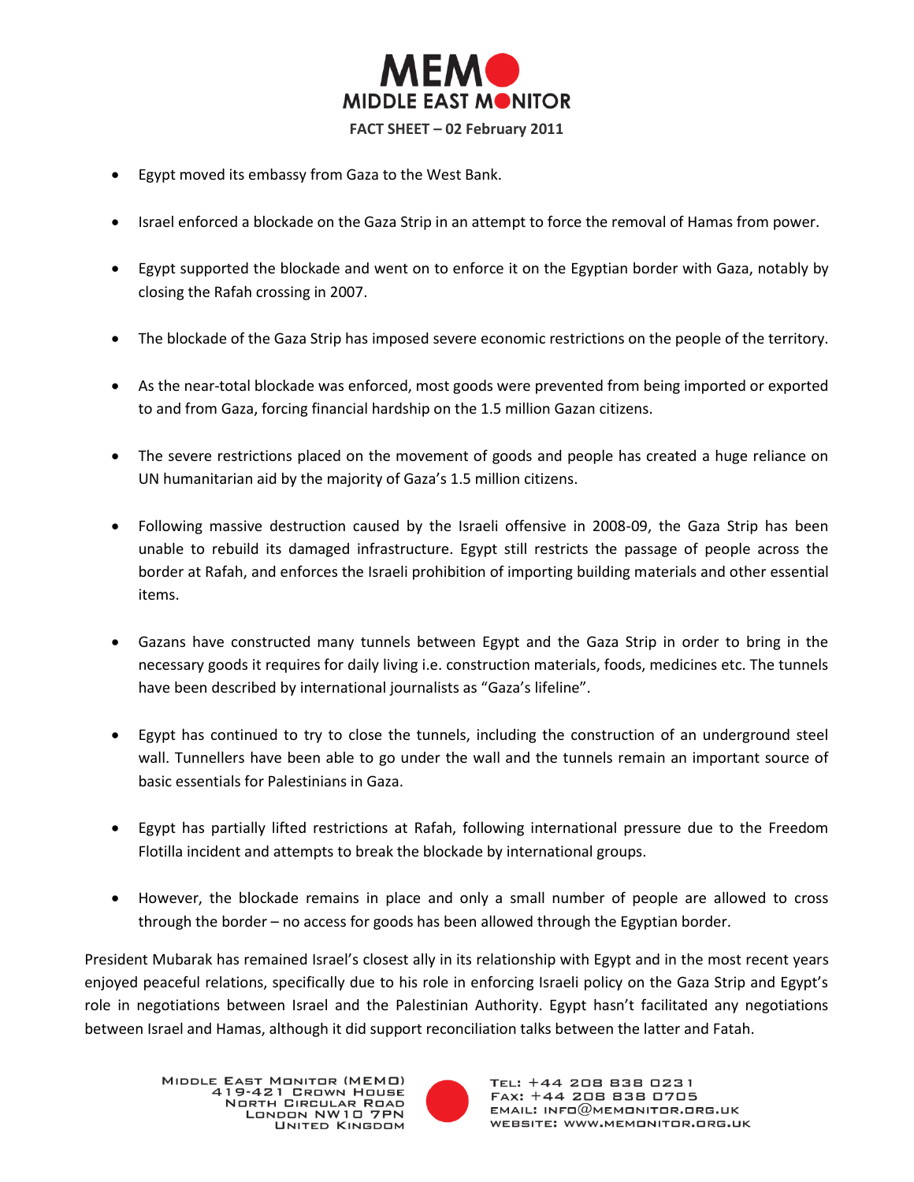**FACT SHEET – 02 February 2011**

- Egypt moved its embassy from Gaza to the West Bank.
- Israel enforced a blockade on the Gaza Strip in an attempt to force the removal of Hamas from power.
- Egypt supported the blockade and went on to enforce it on the Egyptian border with Gaza, notably by closing the Rafah crossing in 2007.
- The blockade of the Gaza Strip has imposed severe economic restrictions on the people of the territory.
- As the near-total blockade was enforced, most goods were prevented from being imported or exported to and from Gaza, forcing financial hardship on the 1.5 million Gazan citizens.
- The severe restrictions placed on the movement of goods and people has created a huge reliance on UN humanitarian aid by the majority of Gaza's 1.5 million citizens.
- Following massive destruction caused by the Israeli offensive in 2008-09, the Gaza Strip has been unable to rebuild its damaged infrastructure. Egypt still restricts the passage of people across the border at Rafah, and enforces the Israeli prohibition of importing building materials and other essential items.
- Gazans have constructed many tunnels between Egypt and the Gaza Strip in order to bring in the necessary goods it requires for daily living i.e. construction materials, foods, medicines etc. The tunnels have been described by international journalists as "Gaza's lifeline".
- Egypt has continued to try to close the tunnels, including the construction of an underground steel wall. Tunnellers have been able to go under the wall and the tunnels remain an important source of basic essentials for Palestinians in Gaza.
- Egypt has partially lifted restrictions at Rafah, following international pressure due to the Freedom Flotilla incident and attempts to break the blockade by international groups.
- However, the blockade remains in place and only a small number of people are allowed to cross through the border – no access for goods has been allowed through the Egyptian border.

President Mubarak has remained Israel's closest ally in its relationship with Egypt and in the most recent years enjoyed peaceful relations, specifically due to his role in enforcing Israeli policy on the Gaza Strip and Egypt's role in negotiations between Israel and the Palestinian Authority. Egypt hasn't facilitated any negotiations between Israel and Hamas, although it did support reconciliation talks between the latter and Fatah.